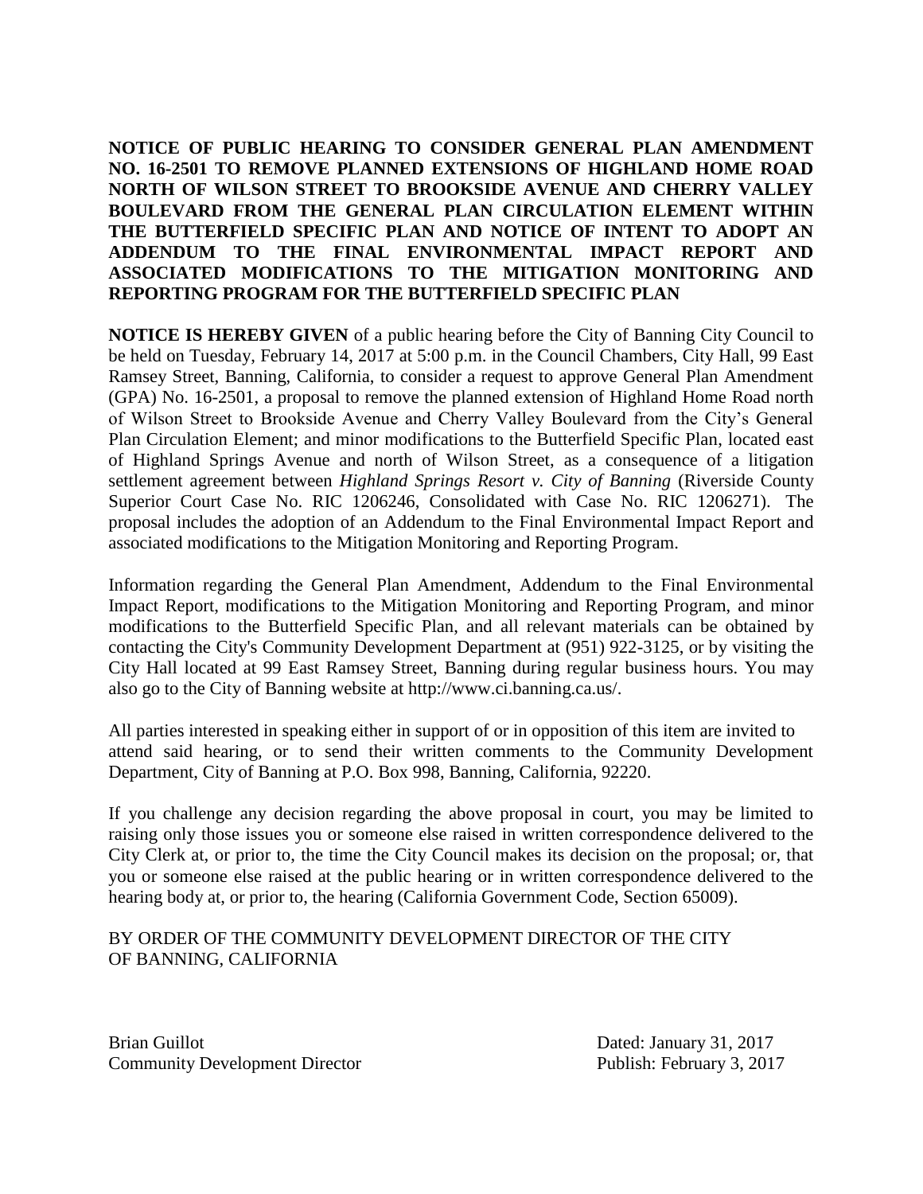**NOTICE OF PUBLIC HEARING TO CONSIDER GENERAL PLAN AMENDMENT NO. 16-2501 TO REMOVE PLANNED EXTENSIONS OF HIGHLAND HOME ROAD NORTH OF WILSON STREET TO BROOKSIDE AVENUE AND CHERRY VALLEY BOULEVARD FROM THE GENERAL PLAN CIRCULATION ELEMENT WITHIN THE BUTTERFIELD SPECIFIC PLAN AND NOTICE OF INTENT TO ADOPT AN ADDENDUM TO THE FINAL ENVIRONMENTAL IMPACT REPORT AND ASSOCIATED MODIFICATIONS TO THE MITIGATION MONITORING AND REPORTING PROGRAM FOR THE BUTTERFIELD SPECIFIC PLAN**

**NOTICE IS HEREBY GIVEN** of a public hearing before the City of Banning City Council to be held on Tuesday, February 14, 2017 at 5:00 p.m. in the Council Chambers, City Hall, 99 East Ramsey Street, Banning, California, to consider a request to approve General Plan Amendment (GPA) No. 16-2501, a proposal to remove the planned extension of Highland Home Road north of Wilson Street to Brookside Avenue and Cherry Valley Boulevard from the City's General Plan Circulation Element; and minor modifications to the Butterfield Specific Plan, located east of Highland Springs Avenue and north of Wilson Street, as a consequence of a litigation settlement agreement between *Highland Springs Resort v. City of Banning* (Riverside County Superior Court Case No. RIC 1206246, Consolidated with Case No. RIC 1206271). The proposal includes the adoption of an Addendum to the Final Environmental Impact Report and associated modifications to the Mitigation Monitoring and Reporting Program.

Information regarding the General Plan Amendment, Addendum to the Final Environmental Impact Report, modifications to the Mitigation Monitoring and Reporting Program, and minor modifications to the Butterfield Specific Plan, and all relevant materials can be obtained by contacting the City's Community Development Department at (951) 922-3125, or by visiting the City Hall located at 99 East Ramsey Street, Banning during regular business hours. You may also go to the City of Banning website at http://www.ci.banning.ca.us/.

All parties interested in speaking either in support of or in opposition of this item are invited to attend said hearing, or to send their written comments to the Community Development Department, City of Banning at P.O. Box 998, Banning, California, 92220.

If you challenge any decision regarding the above proposal in court, you may be limited to raising only those issues you or someone else raised in written correspondence delivered to the City Clerk at, or prior to, the time the City Council makes its decision on the proposal; or, that you or someone else raised at the public hearing or in written correspondence delivered to the hearing body at, or prior to, the hearing (California Government Code, Section 65009).

BY ORDER OF THE COMMUNITY DEVELOPMENT DIRECTOR OF THE CITY OF BANNING, CALIFORNIA

Brian Guillot
Community Development Director

Dated: January 31, 2017
Publish: February 3, 2017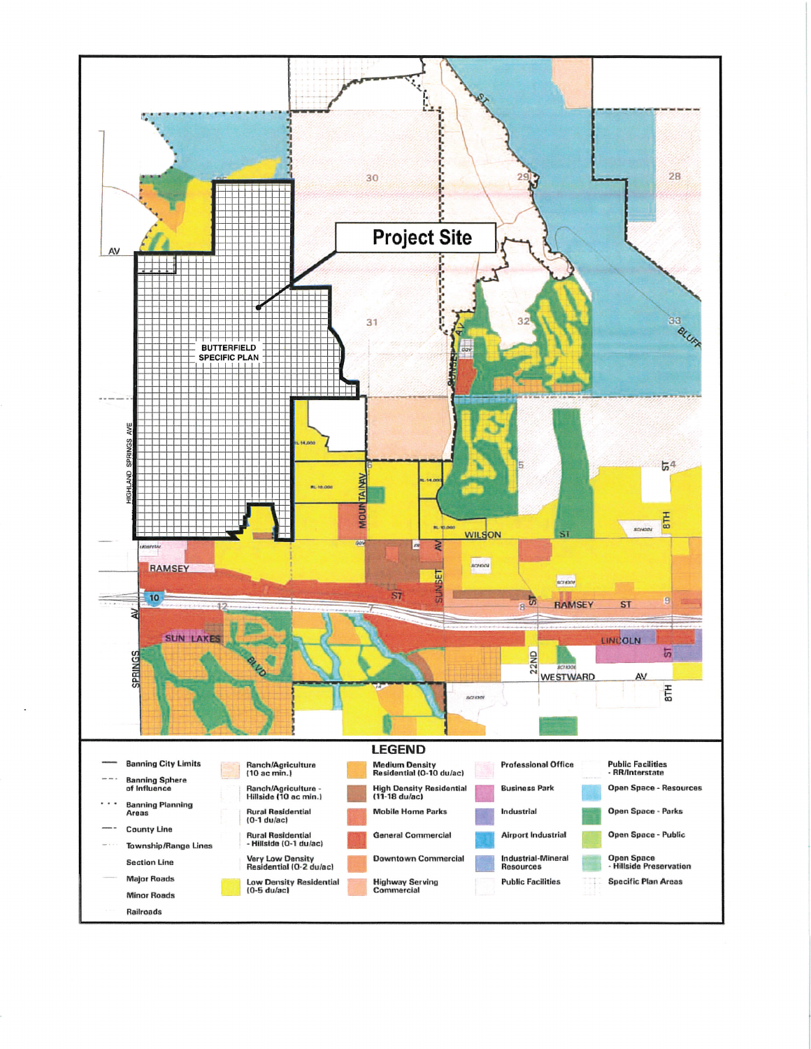Project Site

BUTTERFIELD SPECIFIC PLAN

30

29

28

31

32

33

6

5

4

7

8

9

12

AV

HIGHLAND SPRINGS AVE

MOUNTAIN AV

SUNSET AV

WILSON ST

8TH ST

RAMSEY ST

RAMSEY ST

10

SUNSET

22ND ST

LINCOLN ST

WESTWARD AV

8TH

SUN LAKES BLVD

SPRINGS AV

BLUFF

ST

## LEGEND

Banning City Limits

Banning Sphere of Influence

Banning Planning Areas

County Line

Township/Range Lines

Section Line

Major Roads

Minor Roads

Railroads

Ranch/Agriculture (10 ac min.)

Ranch/Agriculture - Hillside (10 ac min.)

Rural Residential (0-1 du/ac)

Rural Residential - Hillside (0-1 du/ac)

Very Low Density Residential (0-2 du/ac)

Low Density Residential (0-5 du/ac)

Medium Density Residential (0-10 du/ac)

High Density Residential (11-18 du/ac)

Mobile Home Parks

General Commercial

Downtown Commercial

Highway Serving Commercial

Professional Office

Business Park

Industrial

Airport Industrial

Industrial-Mineral Resources

Public Facilities

Public Facilities - RR/Interstate

Open Space - Resources

Open Space - Parks

Open Space - Public

Open Space - Hillside Preservation

Specific Plan Areas